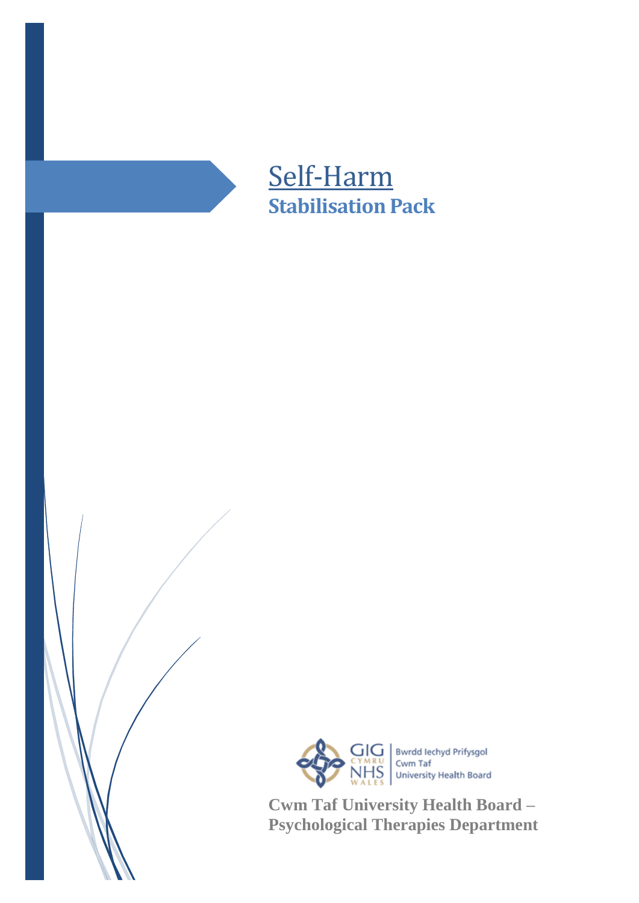# Self-Harm

## Stabilisation Pack

GIG CYMRU NHS WALES | Bwrdd Iechyd Prifysgol Cwm Taf University Health Board

**Cwm Taf University Health Board – Psychological Therapies Department**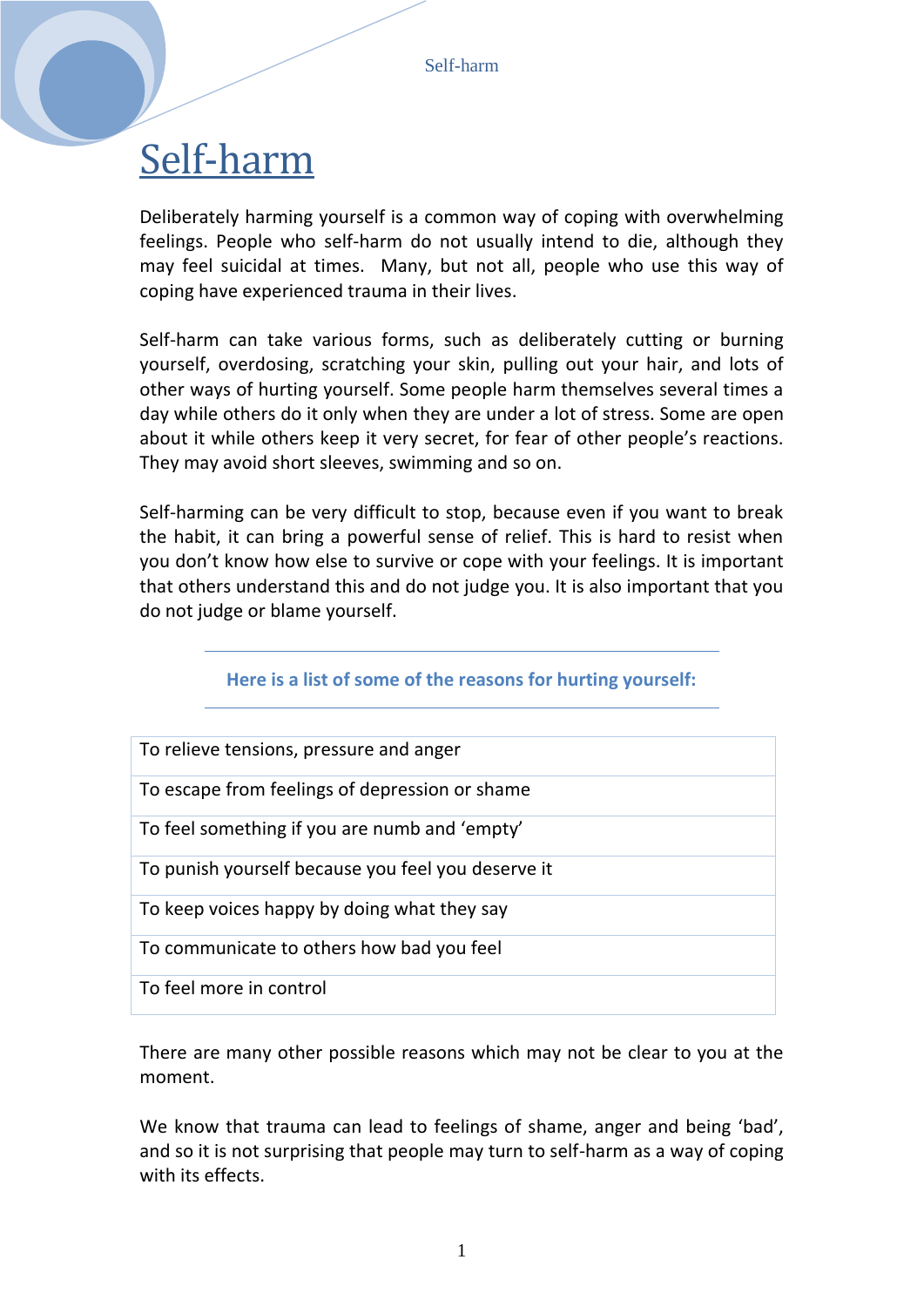# Self-harm

Deliberately harming yourself is a common way of coping with overwhelming feelings. People who self-harm do not usually intend to die, although they may feel suicidal at times. Many, but not all, people who use this way of coping have experienced trauma in their lives.

Self-harm can take various forms, such as deliberately cutting or burning yourself, overdosing, scratching your skin, pulling out your hair, and lots of other ways of hurting yourself. Some people harm themselves several times a day while others do it only when they are under a lot of stress. Some are open about it while others keep it very secret, for fear of other people's reactions. They may avoid short sleeves, swimming and so on.

Self-harming can be very difficult to stop, because even if you want to break the habit, it can bring a powerful sense of relief. This is hard to resist when you don't know how else to survive or cope with your feelings. It is important that others understand this and do not judge you. It is also important that you do not judge or blame yourself.

**Here is a list of some of the reasons for hurting yourself:**

| |
|---|
| To relieve tensions, pressure and anger |
| To escape from feelings of depression or shame |
| To feel something if you are numb and 'empty' |
| To punish yourself because you feel you deserve it |
| To keep voices happy by doing what they say |
| To communicate to others how bad you feel |
| To feel more in control |

There are many other possible reasons which may not be clear to you at the moment.

We know that trauma can lead to feelings of shame, anger and being 'bad', and so it is not surprising that people may turn to self-harm as a way of coping with its effects.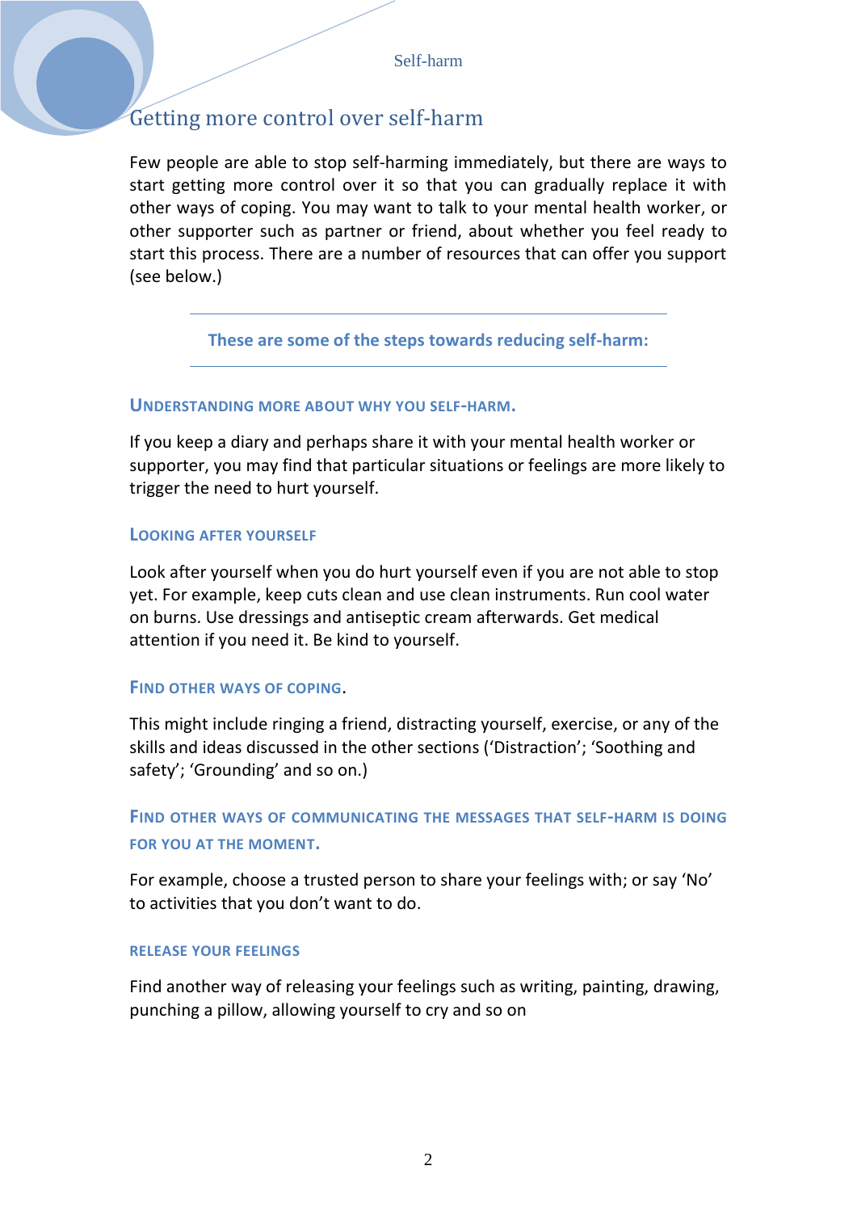## Getting more control over self-harm

Few people are able to stop self-harming immediately, but there are ways to start getting more control over it so that you can gradually replace it with other ways of coping. You may want to talk to your mental health worker, or other supporter such as partner or friend, about whether you feel ready to start this process. There are a number of resources that can offer you support (see below.)

---

**These are some of the steps towards reducing self-harm:**

---

### UNDERSTANDING MORE ABOUT WHY YOU SELF-HARM.

If you keep a diary and perhaps share it with your mental health worker or supporter, you may find that particular situations or feelings are more likely to trigger the need to hurt yourself.

### LOOKING AFTER YOURSELF

Look after yourself when you do hurt yourself even if you are not able to stop yet. For example, keep cuts clean and use clean instruments. Run cool water on burns. Use dressings and antiseptic cream afterwards. Get medical attention if you need it. Be kind to yourself.

### FIND OTHER WAYS OF COPING.

This might include ringing a friend, distracting yourself, exercise, or any of the skills and ideas discussed in the other sections ('Distraction'; 'Soothing and safety'; 'Grounding' and so on.)

### FIND OTHER WAYS OF COMMUNICATING THE MESSAGES THAT SELF-HARM IS DOING FOR YOU AT THE MOMENT.

For example, choose a trusted person to share your feelings with; or say 'No' to activities that you don't want to do.

### RELEASE YOUR FEELINGS

Find another way of releasing your feelings such as writing, painting, drawing, punching a pillow, allowing yourself to cry and so on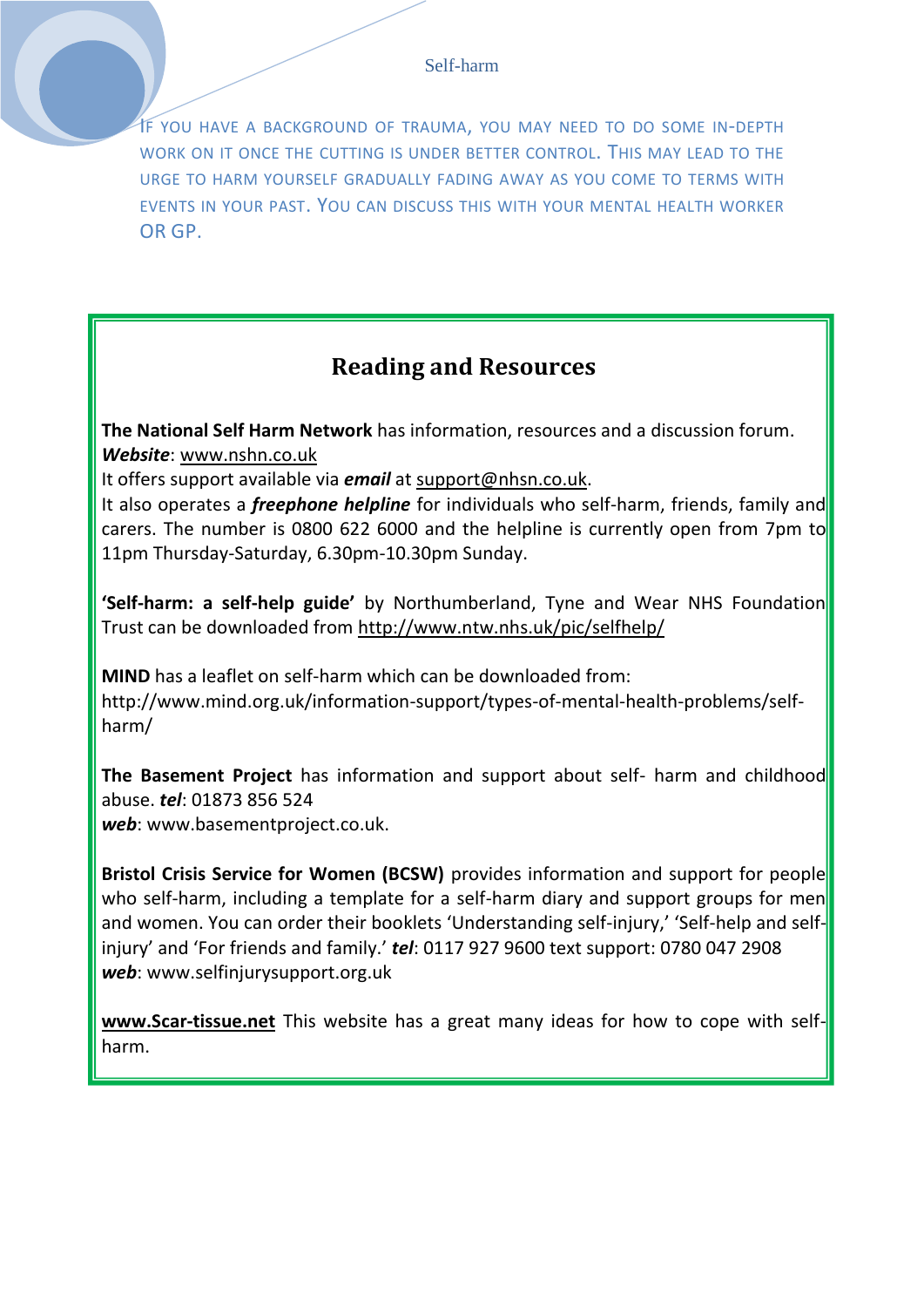If you have a background of trauma, you may need to do some in-depth work on it once the cutting is under better control. This may lead to the urge to harm yourself gradually fading away as you come to terms with events in your past. You can discuss this with your mental health worker or GP.

## Reading and Resources

**The National Self Harm Network** has information, resources and a discussion forum.
***Website***: www.nshn.co.uk
It offers support available via ***email*** at support@nhsn.co.uk.
It also operates a ***freephone helpline*** for individuals who self-harm, friends, family and carers. The number is 0800 622 6000 and the helpline is currently open from 7pm to 11pm Thursday-Saturday, 6.30pm-10.30pm Sunday.

**'Self-harm: a self-help guide'** by Northumberland, Tyne and Wear NHS Foundation Trust can be downloaded from http://www.ntw.nhs.uk/pic/selfhelp/

**MIND** has a leaflet on self-harm which can be downloaded from:
http://www.mind.org.uk/information-support/types-of-mental-health-problems/self-harm/

**The Basement Project** has information and support about self- harm and childhood abuse. ***tel***: 01873 856 524
***web***: www.basementproject.co.uk.

**Bristol Crisis Service for Women (BCSW)** provides information and support for people who self-harm, including a template for a self-harm diary and support groups for men and women. You can order their booklets 'Understanding self-injury,' 'Self-help and self-injury' and 'For friends and family.' ***tel***: 0117 927 9600 text support: 0780 047 2908
***web***: www.selfinjurysupport.org.uk

**www.Scar-tissue.net** This website has a great many ideas for how to cope with self-harm.